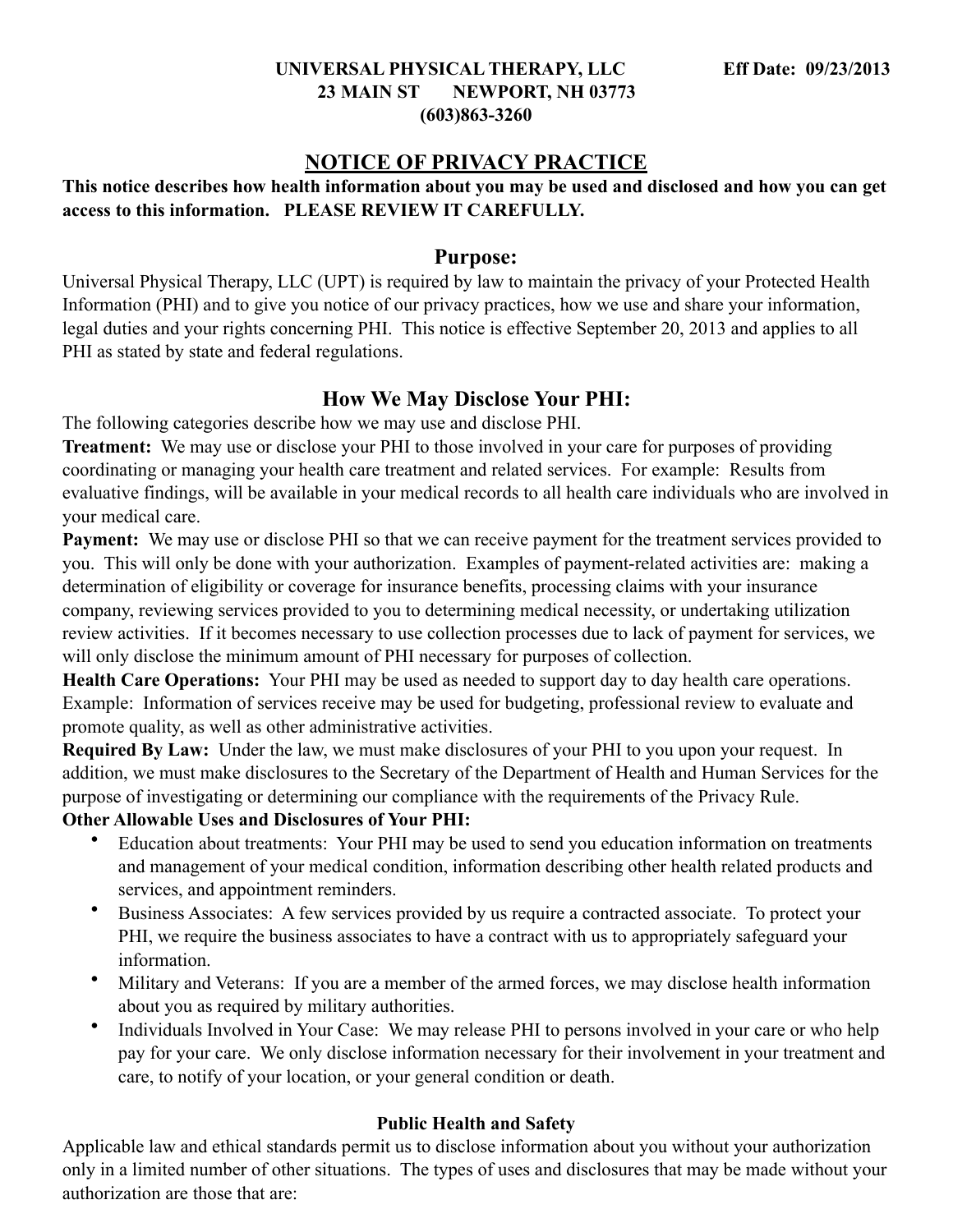**UNIVERSAL PHYSICAL THERAPY, LLC** **Eff Date: 09/23/2013**

**23 MAIN ST NEWPORT, NH 03773**

**(603)863-3260**

# NOTICE OF PRIVACY PRACTICE

**This notice describes how health information about you may be used and disclosed and how you can get access to this information. PLEASE REVIEW IT CAREFULLY.**

## Purpose:

Universal Physical Therapy, LLC (UPT) is required by law to maintain the privacy of your Protected Health Information (PHI) and to give you notice of our privacy practices, how we use and share your information, legal duties and your rights concerning PHI. This notice is effective September 20, 2013 and applies to all PHI as stated by state and federal regulations.

## How We May Disclose Your PHI:

The following categories describe how we may use and disclose PHI.

**Treatment:** We may use or disclose your PHI to those involved in your care for purposes of providing coordinating or managing your health care treatment and related services. For example: Results from evaluative findings, will be available in your medical records to all health care individuals who are involved in your medical care.

**Payment:** We may use or disclose PHI so that we can receive payment for the treatment services provided to you. This will only be done with your authorization. Examples of payment-related activities are: making a determination of eligibility or coverage for insurance benefits, processing claims with your insurance company, reviewing services provided to you to determining medical necessity, or undertaking utilization review activities. If it becomes necessary to use collection processes due to lack of payment for services, we will only disclose the minimum amount of PHI necessary for purposes of collection.

**Health Care Operations:** Your PHI may be used as needed to support day to day health care operations. Example: Information of services receive may be used for budgeting, professional review to evaluate and promote quality, as well as other administrative activities.

**Required By Law:** Under the law, we must make disclosures of your PHI to you upon your request. In addition, we must make disclosures to the Secretary of the Department of Health and Human Services for the purpose of investigating or determining our compliance with the requirements of the Privacy Rule.

**Other Allowable Uses and Disclosures of Your PHI:**

- Education about treatments: Your PHI may be used to send you education information on treatments and management of your medical condition, information describing other health related products and services, and appointment reminders.
- Business Associates: A few services provided by us require a contracted associate. To protect your PHI, we require the business associates to have a contract with us to appropriately safeguard your information.
- Military and Veterans: If you are a member of the armed forces, we may disclose health information about you as required by military authorities.
- Individuals Involved in Your Case: We may release PHI to persons involved in your care or who help pay for your care. We only disclose information necessary for their involvement in your treatment and care, to notify of your location, or your general condition or death.

### Public Health and Safety

Applicable law and ethical standards permit us to disclose information about you without your authorization only in a limited number of other situations. The types of uses and disclosures that may be made without your authorization are those that are: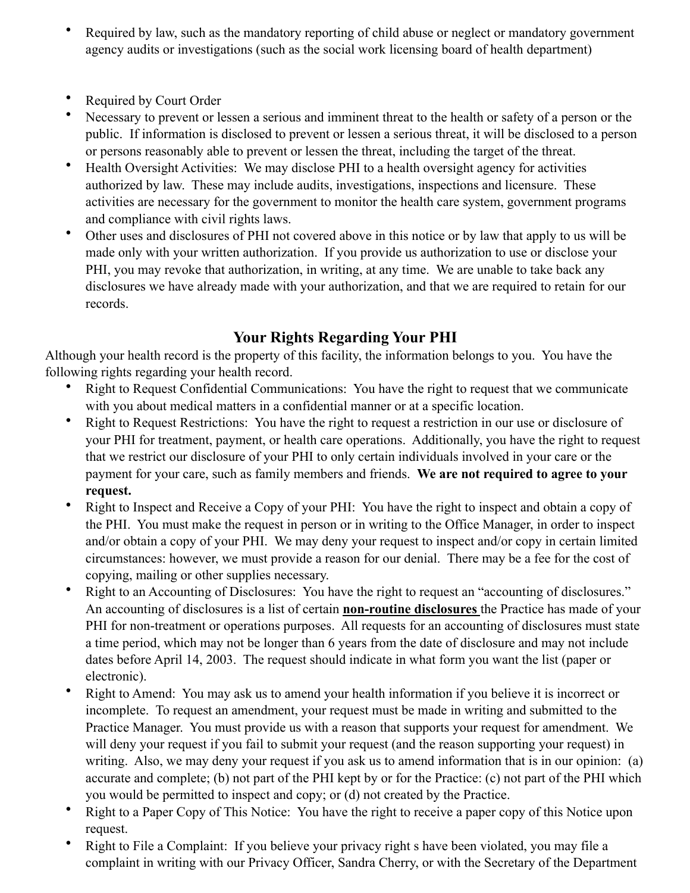- Required by law, such as the mandatory reporting of child abuse or neglect or mandatory government agency audits or investigations (such as the social work licensing board of health department)
- Required by Court Order
- Necessary to prevent or lessen a serious and imminent threat to the health or safety of a person or the public. If information is disclosed to prevent or lessen a serious threat, it will be disclosed to a person or persons reasonably able to prevent or lessen the threat, including the target of the threat.
- Health Oversight Activities: We may disclose PHI to a health oversight agency for activities authorized by law. These may include audits, investigations, inspections and licensure. These activities are necessary for the government to monitor the health care system, government programs and compliance with civil rights laws.
- Other uses and disclosures of PHI not covered above in this notice or by law that apply to us will be made only with your written authorization. If you provide us authorization to use or disclose your PHI, you may revoke that authorization, in writing, at any time. We are unable to take back any disclosures we have already made with your authorization, and that we are required to retain for our records.

## Your Rights Regarding Your PHI

Although your health record is the property of this facility, the information belongs to you. You have the following rights regarding your health record.

- Right to Request Confidential Communications: You have the right to request that we communicate with you about medical matters in a confidential manner or at a specific location.
- Right to Request Restrictions: You have the right to request a restriction in our use or disclosure of your PHI for treatment, payment, or health care operations. Additionally, you have the right to request that we restrict our disclosure of your PHI to only certain individuals involved in your care or the payment for your care, such as family members and friends. **We are not required to agree to your request.**
- Right to Inspect and Receive a Copy of your PHI: You have the right to inspect and obtain a copy of the PHI. You must make the request in person or in writing to the Office Manager, in order to inspect and/or obtain a copy of your PHI. We may deny your request to inspect and/or copy in certain limited circumstances: however, we must provide a reason for our denial. There may be a fee for the cost of copying, mailing or other supplies necessary.
- Right to an Accounting of Disclosures: You have the right to request an "accounting of disclosures." An accounting of disclosures is a list of certain **<u>non-routine disclosures</u>** the Practice has made of your PHI for non-treatment or operations purposes. All requests for an accounting of disclosures must state a time period, which may not be longer than 6 years from the date of disclosure and may not include dates before April 14, 2003. The request should indicate in what form you want the list (paper or electronic).
- Right to Amend: You may ask us to amend your health information if you believe it is incorrect or incomplete. To request an amendment, your request must be made in writing and submitted to the Practice Manager. You must provide us with a reason that supports your request for amendment. We will deny your request if you fail to submit your request (and the reason supporting your request) in writing. Also, we may deny your request if you ask us to amend information that is in our opinion: (a) accurate and complete; (b) not part of the PHI kept by or for the Practice: (c) not part of the PHI which you would be permitted to inspect and copy; or (d) not created by the Practice.
- Right to a Paper Copy of This Notice: You have the right to receive a paper copy of this Notice upon request.
- Right to File a Complaint: If you believe your privacy right s have been violated, you may file a complaint in writing with our Privacy Officer, Sandra Cherry, or with the Secretary of the Department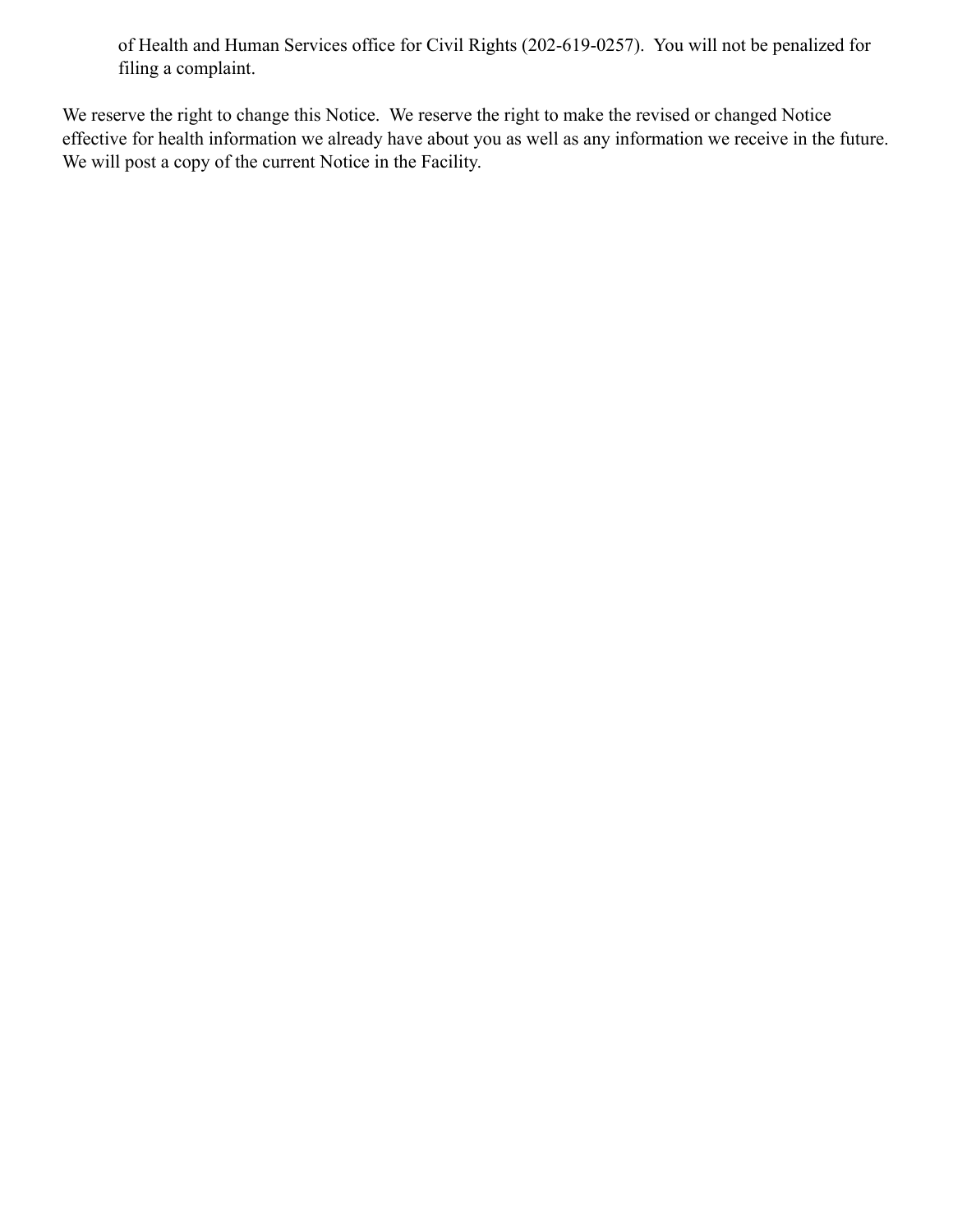of Health and Human Services office for Civil Rights (202-619-0257). You will not be penalized for filing a complaint.

We reserve the right to change this Notice. We reserve the right to make the revised or changed Notice effective for health information we already have about you as well as any information we receive in the future. We will post a copy of the current Notice in the Facility.